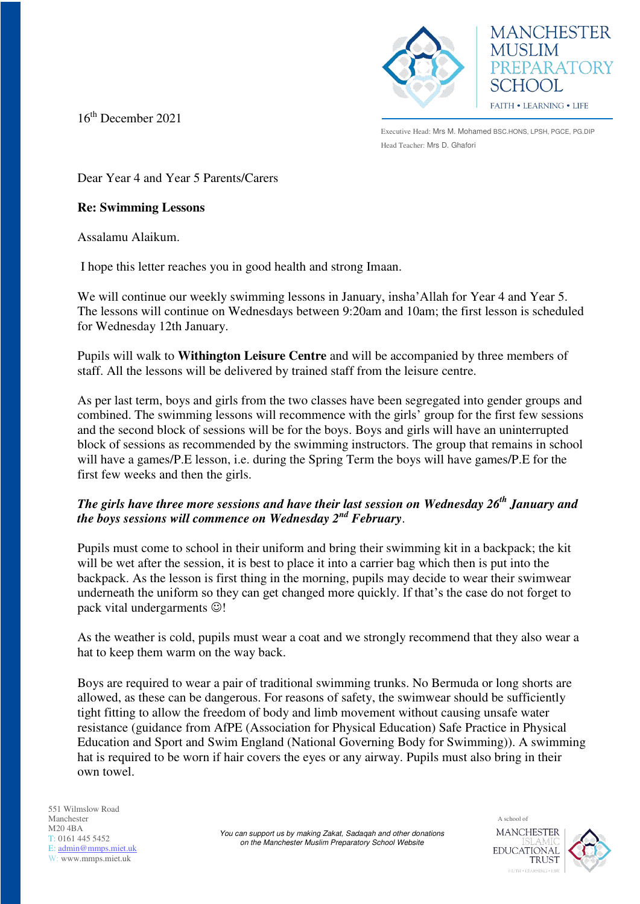MANCHESTER MUSLIM PREPARATORY SCHOOL

FAITH • LEARNING • LIFE

Executive Head: Mrs M. Mohamed BSC.HONS, LPSH, PGCE, PG.DIP
Head Teacher: Mrs D. Ghafori

16th December 2021

Dear Year 4 and Year 5 Parents/Carers

**Re: Swimming Lessons**

Assalamu Alaikum.

I hope this letter reaches you in good health and strong Imaan.

We will continue our weekly swimming lessons in January, insha'Allah for Year 4 and Year 5. The lessons will continue on Wednesdays between 9:20am and 10am; the first lesson is scheduled for Wednesday 12th January.

Pupils will walk to **Withington Leisure Centre** and will be accompanied by three members of staff. All the lessons will be delivered by trained staff from the leisure centre.

As per last term, boys and girls from the two classes have been segregated into gender groups and combined. The swimming lessons will recommence with the girls' group for the first few sessions and the second block of sessions will be for the boys. Boys and girls will have an uninterrupted block of sessions as recommended by the swimming instructors. The group that remains in school will have a games/P.E lesson, i.e. during the Spring Term the boys will have games/P.E for the first few weeks and then the girls.

***The girls have three more sessions and have their last session on Wednesday 26th January and the boys sessions will commence on Wednesday 2nd February***.

Pupils must come to school in their uniform and bring their swimming kit in a backpack; the kit will be wet after the session, it is best to place it into a carrier bag which then is put into the backpack. As the lesson is first thing in the morning, pupils may decide to wear their swimwear underneath the uniform so they can get changed more quickly. If that's the case do not forget to pack vital undergarments ☺!

As the weather is cold, pupils must wear a coat and we strongly recommend that they also wear a hat to keep them warm on the way back.

Boys are required to wear a pair of traditional swimming trunks. No Bermuda or long shorts are allowed, as these can be dangerous. For reasons of safety, the swimwear should be sufficiently tight fitting to allow the freedom of body and limb movement without causing unsafe water resistance (guidance from AfPE (Association for Physical Education) Safe Practice in Physical Education and Sport and Swim England (National Governing Body for Swimming)). A swimming hat is required to be worn if hair covers the eyes or any airway. Pupils must also bring in their own towel.

551 Wilmslow Road
Manchester
M20 4BA
T: 0161 445 5452
E: admin@mmps.miet.uk
W: www.mmps.miet.uk

*You can support us by making Zakat, Sadaqah and other donations on the Manchester Muslim Preparatory School Website*

A school of MANCHESTER ISLAMIC EDUCATIONAL TRUST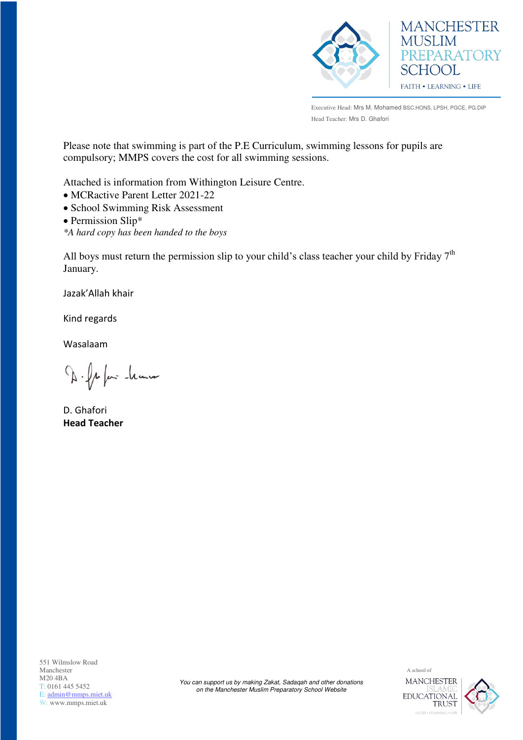Please note that swimming is part of the P.E Curriculum, swimming lessons for pupils are compulsory; MMPS covers the cost for all swimming sessions.

Attached is information from Withington Leisure Centre.

- MCRactive Parent Letter 2021-22
- School Swimming Risk Assessment
- Permission Slip*

*\*A hard copy has been handed to the boys*

All boys must return the permission slip to your child's class teacher your child by Friday 7th January.

Jazak'Allah khair

Kind regards

Wasalaam

D. Ghafori
**Head Teacher**